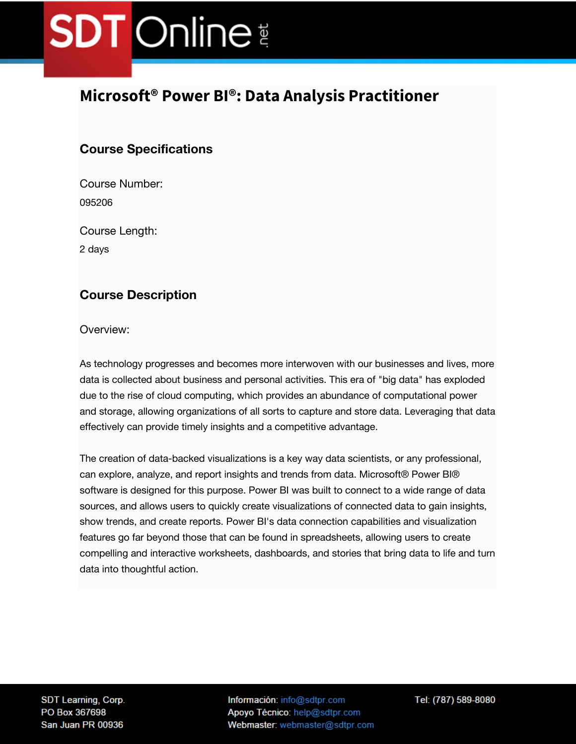# Microsoft® Power BI®: Data Analysis Practitioner

## Course Specifications

Course Number:

095206

Course Length:

2 days

## Course Description

Overview:

As technology progresses and becomes more interwoven with our businesses and lives, more data is collected about business and personal activities. This era of "big data" has exploded due to the rise of cloud computing, which provides an abundance of computational power and storage, allowing organizations of all sorts to capture and store data. Leveraging that data effectively can provide timely insights and a competitive advantage.

The creation of data-backed visualizations is a key way data scientists, or any professional, can explore, analyze, and report insights and trends from data. Microsoft® Power BI® software is designed for this purpose. Power BI was built to connect to a wide range of data sources, and allows users to quickly create visualizations of connected data to gain insights, show trends, and create reports. Power BI's data connection capabilities and visualization features go far beyond those that can be found in spreadsheets, allowing users to create compelling and interactive worksheets, dashboards, and stories that bring data to life and turn data into thoughtful action.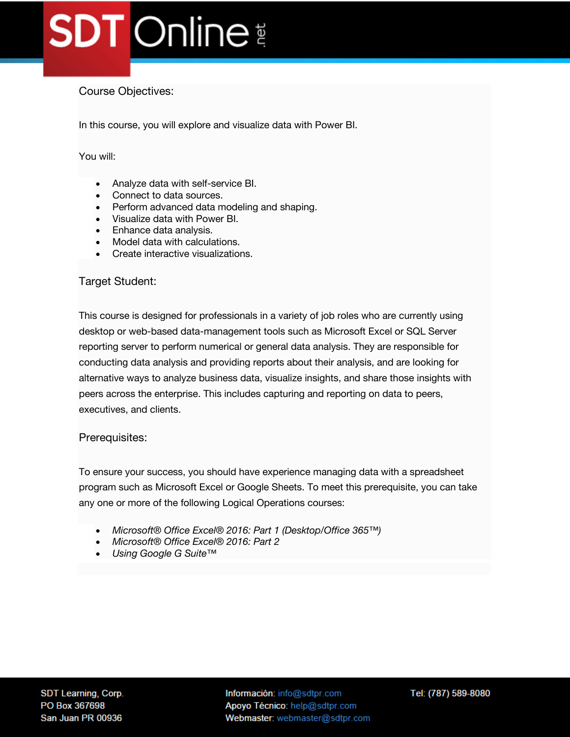## Course Objectives:

In this course, you will explore and visualize data with Power BI.

You will:

- Analyze data with self-service BI.
- Connect to data sources.
- Perform advanced data modeling and shaping.
- Visualize data with Power BI.
- Enhance data analysis.
- Model data with calculations.
- Create interactive visualizations.

## Target Student:

This course is designed for professionals in a variety of job roles who are currently using desktop or web-based data-management tools such as Microsoft Excel or SQL Server reporting server to perform numerical or general data analysis. They are responsible for conducting data analysis and providing reports about their analysis, and are looking for alternative ways to analyze business data, visualize insights, and share those insights with peers across the enterprise. This includes capturing and reporting on data to peers, executives, and clients.

## Prerequisites:

To ensure your success, you should have experience managing data with a spreadsheet program such as Microsoft Excel or Google Sheets. To meet this prerequisite, you can take any one or more of the following Logical Operations courses:

- *Microsoft® Office Excel® 2016: Part 1 (Desktop/Office 365™)*
- *Microsoft® Office Excel® 2016: Part 2*
- *Using Google G Suite™*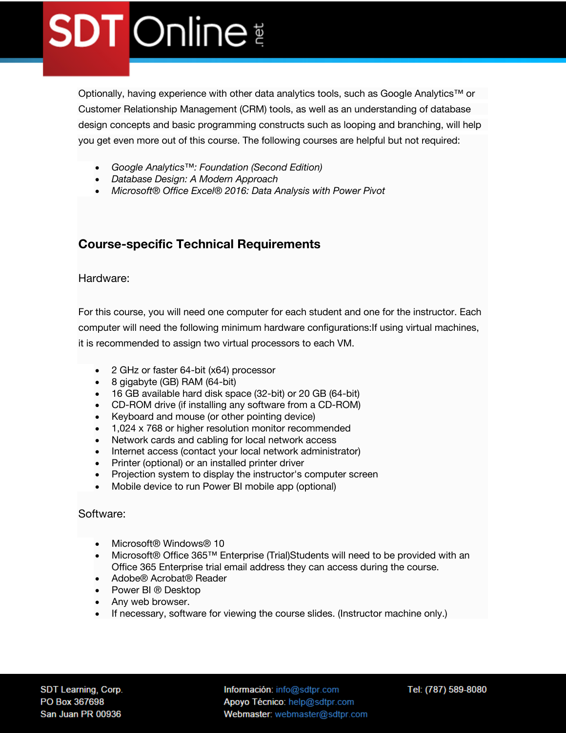Optionally, having experience with other data analytics tools, such as Google Analytics™ or Customer Relationship Management (CRM) tools, as well as an understanding of database design concepts and basic programming constructs such as looping and branching, will help you get even more out of this course. The following courses are helpful but not required:

- *Google Analytics™: Foundation (Second Edition)*
- *Database Design: A Modern Approach*
- *Microsoft® Office Excel® 2016: Data Analysis with Power Pivot*

## Course-specific Technical Requirements

Hardware:

For this course, you will need one computer for each student and one for the instructor. Each computer will need the following minimum hardware configurations:If using virtual machines, it is recommended to assign two virtual processors to each VM.

- 2 GHz or faster 64-bit (x64) processor
- 8 gigabyte (GB) RAM (64-bit)
- 16 GB available hard disk space (32-bit) or 20 GB (64-bit)
- CD-ROM drive (if installing any software from a CD-ROM)
- Keyboard and mouse (or other pointing device)
- 1,024 x 768 or higher resolution monitor recommended
- Network cards and cabling for local network access
- Internet access (contact your local network administrator)
- Printer (optional) or an installed printer driver
- Projection system to display the instructor's computer screen
- Mobile device to run Power BI mobile app (optional)

Software:

- Microsoft® Windows® 10
- Microsoft® Office 365™ Enterprise (Trial)Students will need to be provided with an Office 365 Enterprise trial email address they can access during the course.
- Adobe® Acrobat® Reader
- Power BI ® Desktop
- Any web browser.
- If necessary, software for viewing the course slides. (Instructor machine only.)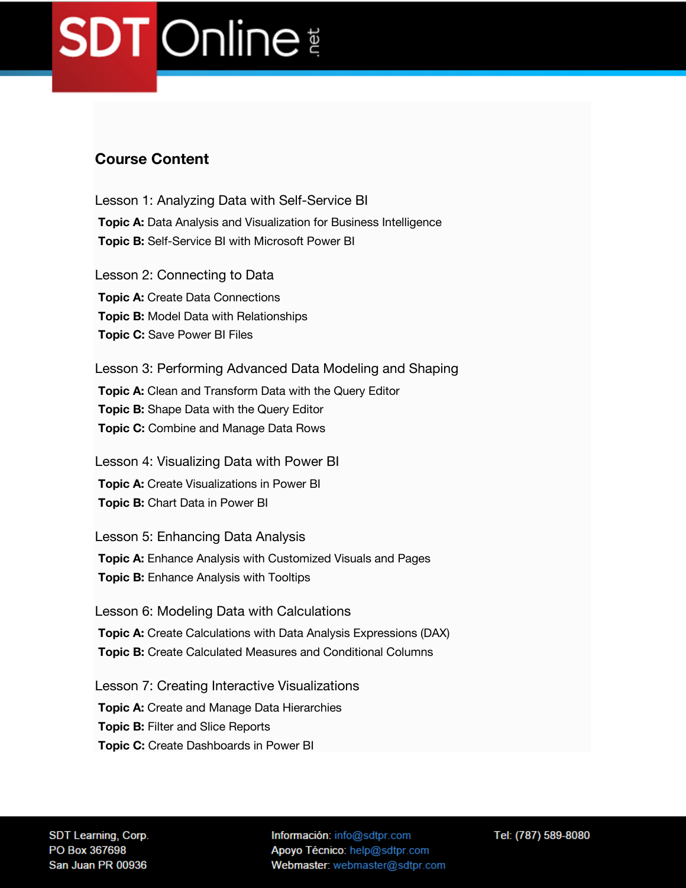## Course Content

### Lesson 1: Analyzing Data with Self-Service BI

**Topic A:** Data Analysis and Visualization for Business Intelligence
**Topic B:** Self-Service BI with Microsoft Power BI

### Lesson 2: Connecting to Data

**Topic A:** Create Data Connections
**Topic B:** Model Data with Relationships
**Topic C:** Save Power BI Files

### Lesson 3: Performing Advanced Data Modeling and Shaping

**Topic A:** Clean and Transform Data with the Query Editor
**Topic B:** Shape Data with the Query Editor
**Topic C:** Combine and Manage Data Rows

### Lesson 4: Visualizing Data with Power BI

**Topic A:** Create Visualizations in Power BI
**Topic B:** Chart Data in Power BI

### Lesson 5: Enhancing Data Analysis

**Topic A:** Enhance Analysis with Customized Visuals and Pages
**Topic B:** Enhance Analysis with Tooltips

### Lesson 6: Modeling Data with Calculations

**Topic A:** Create Calculations with Data Analysis Expressions (DAX)
**Topic B:** Create Calculated Measures and Conditional Columns

### Lesson 7: Creating Interactive Visualizations

**Topic A:** Create and Manage Data Hierarchies
**Topic B:** Filter and Slice Reports
**Topic C:** Create Dashboards in Power BI